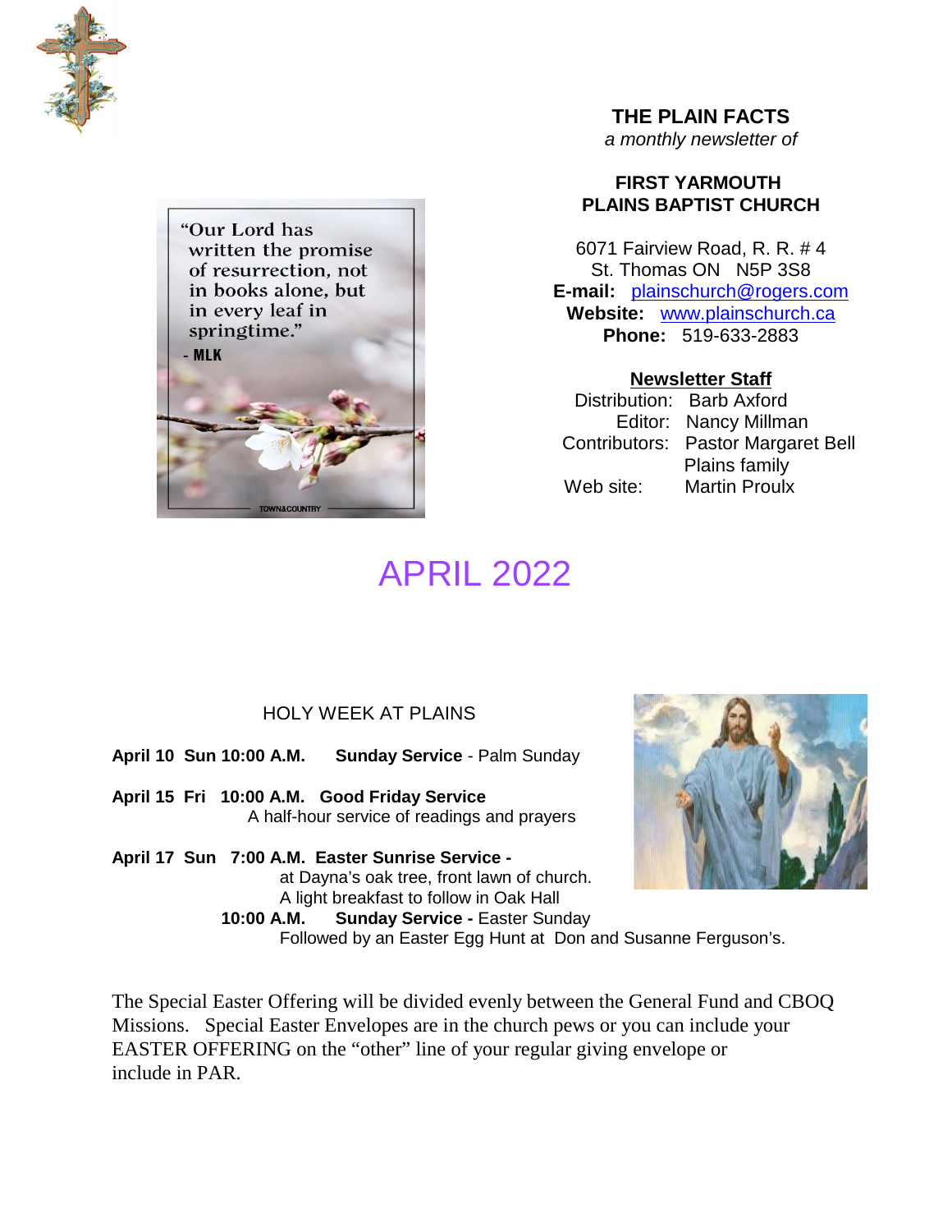# THE PLAIN FACTS

*a monthly newsletter of*

## FIRST YARMOUTH PLAINS BAPTIST CHURCH

6071 Fairview Road, R. R. # 4
St. Thomas ON N5P 3S8
**E-mail:** plainschurch@rogers.com
**Website:** www.plainschurch.ca
**Phone:** 519-633-2883

**Newsletter Staff**

Distribution: Barb Axford
Editor: Nancy Millman
Contributors: Pastor Margaret Bell
Plains family
Web site: Martin Proulx

"Our Lord has written the promise of resurrection, not in books alone, but in every leaf in springtime."
- MLK

# APRIL 2022

## HOLY WEEK AT PLAINS

**April 10 Sun 10:00 A.M.** **Sunday Service** - Palm Sunday

**April 15 Fri 10:00 A.M. Good Friday Service**
A half-hour service of readings and prayers

**April 17 Sun 7:00 A.M. Easter Sunrise Service -**
at Dayna's oak tree, front lawn of church.
A light breakfast to follow in Oak Hall
**10:00 A.M.** **Sunday Service -** Easter Sunday
Followed by an Easter Egg Hunt at Don and Susanne Ferguson's.

The Special Easter Offering will be divided evenly between the General Fund and CBOQ Missions. Special Easter Envelopes are in the church pews or you can include your EASTER OFFERING on the "other" line of your regular giving envelope or include in PAR.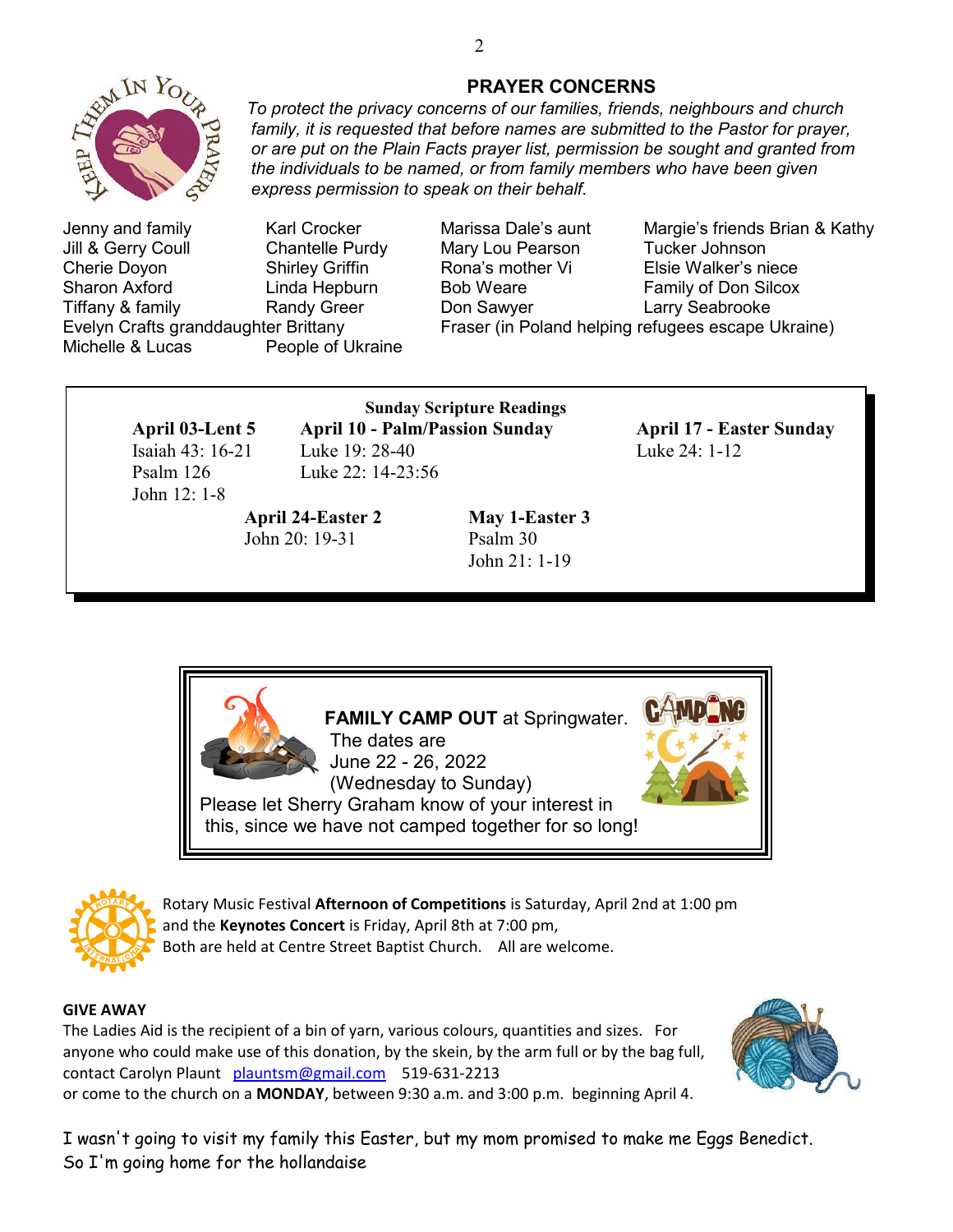## PRAYER CONCERNS

*To protect the privacy concerns of our families, friends, neighbours and church family, it is requested that before names are submitted to the Pastor for prayer, or are put on the Plain Facts prayer list, permission be sought and granted from the individuals to be named, or from family members who have been given express permission to speak on their behalf.*

Jenny and family
Jill & Gerry Coull
Cherie Doyon
Sharon Axford
Tiffany & family
Evelyn Crafts granddaughter Brittany
Michelle & Lucas

Karl Crocker
Chantelle Purdy
Shirley Griffin
Linda Hepburn
Randy Greer
People of Ukraine

Marissa Dale's aunt
Mary Lou Pearson
Rona's mother Vi
Bob Weare
Don Sawyer
Fraser (in Poland helping refugees escape Ukraine)

Margie's friends Brian & Kathy
Tucker Johnson
Elsie Walker's niece
Family of Don Silcox
Larry Seabrooke

**Sunday Scripture Readings**

**April 03-Lent 5**
Isaiah 43: 16-21
Psalm 126
John 12: 1-8

**April 10 - Palm/Passion Sunday**
Luke 19: 28-40
Luke 22: 14-23:56

**April 17 - Easter Sunday**
Luke 24: 1-12

**April 24-Easter 2**
John 20: 19-31

**May 1-Easter 3**
Psalm 30
John 21: 1-19

**FAMILY CAMP OUT** at Springwater.
The dates are
June 22 - 26, 2022
(Wednesday to Sunday)
Please let Sherry Graham know of your interest in this, since we have not camped together for so long!

Rotary Music Festival **Afternoon of Competitions** is Saturday, April 2nd at 1:00 pm and the **Keynotes Concert** is Friday, April 8th at 7:00 pm,
Both are held at Centre Street Baptist Church. All are welcome.

**GIVE AWAY**

The Ladies Aid is the recipient of a bin of yarn, various colours, quantities and sizes. For anyone who could make use of this donation, by the skein, by the arm full or by the bag full, contact Carolyn Plaunt plauntsm@gmail.com 519-631-2213
or come to the church on a **MONDAY**, between 9:30 a.m. and 3:00 p.m. beginning April 4.

I wasn't going to visit my family this Easter, but my mom promised to make me Eggs Benedict.
So I'm going home for the hollandaise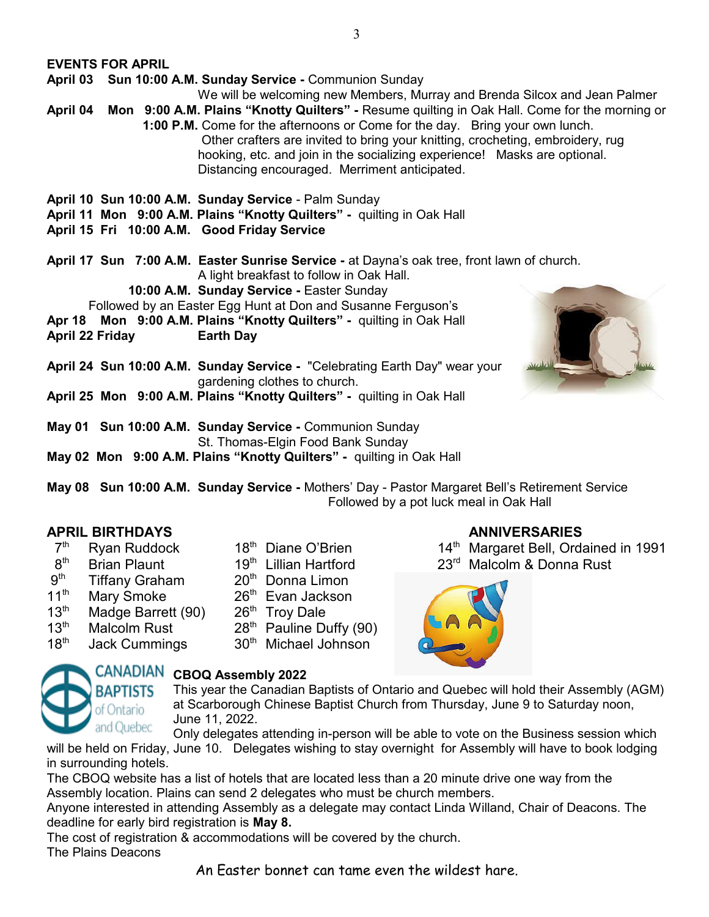## EVENTS FOR APRIL

**April 03 Sun 10:00 A.M. Sunday Service -** Communion Sunday
We will be welcoming new Members, Murray and Brenda Silcox and Jean Palmer

**April 04 Mon 9:00 A.M. Plains "Knotty Quilters" -** Resume quilting in Oak Hall. Come for the morning or **1:00 P.M.** Come for the afternoons or Come for the day. Bring your own lunch.
Other crafters are invited to bring your knitting, crocheting, embroidery, rug hooking, etc. and join in the socializing experience! Masks are optional. Distancing encouraged. Merriment anticipated.

**April 10 Sun 10:00 A.M. Sunday Service** - Palm Sunday
**April 11 Mon 9:00 A.M. Plains "Knotty Quilters" -** quilting in Oak Hall
**April 15 Fri 10:00 A.M. Good Friday Service**

**April 17 Sun 7:00 A.M. Easter Sunrise Service -** at Dayna's oak tree, front lawn of church.
A light breakfast to follow in Oak Hall.
**10:00 A.M. Sunday Service -** Easter Sunday
Followed by an Easter Egg Hunt at Don and Susanne Ferguson's
**Apr 18 Mon 9:00 A.M. Plains "Knotty Quilters" -** quilting in Oak Hall
**April 22 Friday Earth Day**

**April 24 Sun 10:00 A.M. Sunday Service -** "Celebrating Earth Day" wear your gardening clothes to church.
**April 25 Mon 9:00 A.M. Plains "Knotty Quilters" -** quilting in Oak Hall

**May 01 Sun 10:00 A.M. Sunday Service -** Communion Sunday
St. Thomas-Elgin Food Bank Sunday
**May 02 Mon 9:00 A.M. Plains "Knotty Quilters" -** quilting in Oak Hall

**May 08 Sun 10:00 A.M. Sunday Service -** Mothers' Day - Pastor Margaret Bell's Retirement Service
Followed by a pot luck meal in Oak Hall

## APRIL BIRTHDAYS

- 7th Ryan Ruddock
- 8th Brian Plaunt
- 9th Tiffany Graham
- 11th Mary Smoke
- 13th Madge Barrett (90)
- 13th Malcolm Rust
- 18th Jack Cummings
- 18th Diane O'Brien
- 19th Lillian Hartford
- 20th Donna Limon
- 26th Evan Jackson
- 26th Troy Dale
- 28th Pauline Duffy (90)
- 30th Michael Johnson

## ANNIVERSARIES

- 14th Margaret Bell, Ordained in 1991
- 23rd Malcolm & Donna Rust

CANADIAN BAPTISTS of Ontario and Quebec

### CBOQ Assembly 2022

This year the Canadian Baptists of Ontario and Quebec will hold their Assembly (AGM) at Scarborough Chinese Baptist Church from Thursday, June 9 to Saturday noon, June 11, 2022.

Only delegates attending in-person will be able to vote on the Business session which will be held on Friday, June 10. Delegates wishing to stay overnight for Assembly will have to book lodging in surrounding hotels.

The CBOQ website has a list of hotels that are located less than a 20 minute drive one way from the Assembly location. Plains can send 2 delegates who must be church members.

Anyone interested in attending Assembly as a delegate may contact Linda Willand, Chair of Deacons. The deadline for early bird registration is **May 8.**

The cost of registration & accommodations will be covered by the church.

The Plains Deacons

An Easter bonnet can tame even the wildest hare.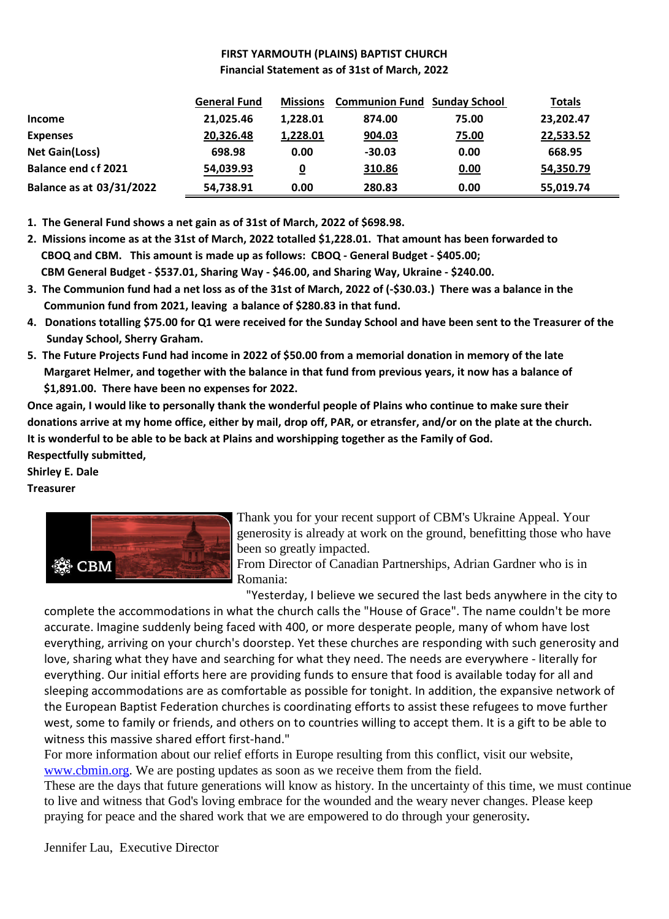**FIRST YARMOUTH (PLAINS) BAPTIST CHURCH**
**Financial Statement as of 31st of March, 2022**

| | General Fund | Missions | Communion Fund | Sunday School | Totals |
|---|---|---|---|---|---|
| **Income** | 21,025.46 | 1,228.01 | 874.00 | 75.00 | 23,202.47 |
| **Expenses** | 20,326.48 | 1,228.01 | 904.03 | 75.00 | 22,533.52 |
| **Net Gain(Loss)** | 698.98 | 0.00 | -30.03 | 0.00 | 668.95 |
| **Balance end of 2021** | 54,039.93 | 0 | 310.86 | 0.00 | 54,350.79 |
| **Balance as at 03/31/2022** | 54,738.91 | 0.00 | 280.83 | 0.00 | 55,019.74 |

1. **The General Fund shows a net gain as of 31st of March, 2022 of $698.98.**
2. **Missions income as at the 31st of March, 2022 totalled $1,228.01. That amount has been forwarded to CBOQ and CBM. This amount is made up as follows: CBOQ - General Budget - $405.00; CBM General Budget - $537.01, Sharing Way - $46.00, and Sharing Way, Ukraine - $240.00.**
3. **The Communion fund had a net loss as of the 31st of March, 2022 of (-$30.03.) There was a balance in the Communion fund from 2021, leaving a balance of $280.83 in that fund.**
4. **Donations totalling $75.00 for Q1 were received for the Sunday School and have been sent to the Treasurer of the Sunday School, Sherry Graham.**
5. **The Future Projects Fund had income in 2022 of $50.00 from a memorial donation in memory of the late Margaret Helmer, and together with the balance in that fund from previous years, it now has a balance of $1,891.00. There have been no expenses for 2022.**

**Once again, I would like to personally thank the wonderful people of Plains who continue to make sure their donations arrive at my home office, either by mail, drop off, PAR, or etransfer, and/or on the plate at the church. It is wonderful to be able to be back at Plains and worshipping together as the Family of God.**

**Respectfully submitted,**
**Shirley E. Dale**
**Treasurer**

Thank you for your recent support of CBM's Ukraine Appeal. Your generosity is already at work on the ground, benefitting those who have been so greatly impacted.

From Director of Canadian Partnerships, Adrian Gardner who is in Romania:

"Yesterday, I believe we secured the last beds anywhere in the city to complete the accommodations in what the church calls the "House of Grace". The name couldn't be more accurate. Imagine suddenly being faced with 400, or more desperate people, many of whom have lost everything, arriving on your church's doorstep. Yet these churches are responding with such generosity and love, sharing what they have and searching for what they need. The needs are everywhere - literally for everything. Our initial efforts here are providing funds to ensure that food is available today for all and sleeping accommodations are as comfortable as possible for tonight. In addition, the expansive network of the European Baptist Federation churches is coordinating efforts to assist these refugees to move further west, some to family or friends, and others on to countries willing to accept them. It is a gift to be able to witness this massive shared effort first-hand."

For more information about our relief efforts in Europe resulting from this conflict, visit our website, www.cbmin.org. We are posting updates as soon as we receive them from the field.

These are the days that future generations will know as history. In the uncertainty of this time, we must continue to live and witness that God's loving embrace for the wounded and the weary never changes. Please keep praying for peace and the shared work that we are empowered to do through your generosity.

Jennifer Lau, Executive Director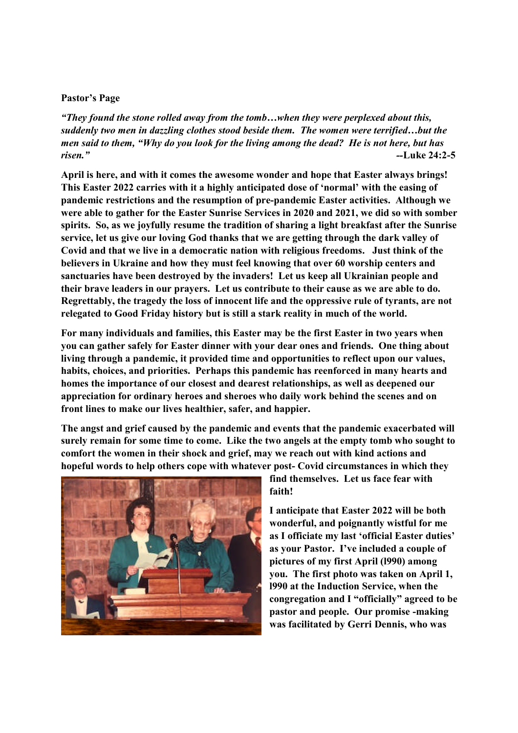**Pastor's Page**

***"They found the stone rolled away from the tomb…when they were perplexed about this, suddenly two men in dazzling clothes stood beside them. The women were terrified…but the men said to them, "Why do you look for the living among the dead? He is not here, but has risen."*** **--Luke 24:2-5**

**April is here, and with it comes the awesome wonder and hope that Easter always brings! This Easter 2022 carries with it a highly anticipated dose of 'normal' with the easing of pandemic restrictions and the resumption of pre-pandemic Easter activities. Although we were able to gather for the Easter Sunrise Services in 2020 and 2021, we did so with somber spirits. So, as we joyfully resume the tradition of sharing a light breakfast after the Sunrise service, let us give our loving God thanks that we are getting through the dark valley of Covid and that we live in a democratic nation with religious freedoms. Just think of the believers in Ukraine and how they must feel knowing that over 60 worship centers and sanctuaries have been destroyed by the invaders! Let us keep all Ukrainian people and their brave leaders in our prayers. Let us contribute to their cause as we are able to do. Regrettably, the tragedy the loss of innocent life and the oppressive rule of tyrants, are not relegated to Good Friday history but is still a stark reality in much of the world.**

**For many individuals and families, this Easter may be the first Easter in two years when you can gather safely for Easter dinner with your dear ones and friends. One thing about living through a pandemic, it provided time and opportunities to reflect upon our values, habits, choices, and priorities. Perhaps this pandemic has reenforced in many hearts and homes the importance of our closest and dearest relationships, as well as deepened our appreciation for ordinary heroes and sheroes who daily work behind the scenes and on front lines to make our lives healthier, safer, and happier.**

**The angst and grief caused by the pandemic and events that the pandemic exacerbated will surely remain for some time to come. Like the two angels at the empty tomb who sought to comfort the women in their shock and grief, may we reach out with kind actions and hopeful words to help others cope with whatever post- Covid circumstances in which they find themselves. Let us face fear with faith!**

**I anticipate that Easter 2022 will be both wonderful, and poignantly wistful for me as I officiate my last 'official Easter duties' as your Pastor. I've included a couple of pictures of my first April (l990) among you. The first photo was taken on April 1, l990 at the Induction Service, when the congregation and I "officially" agreed to be pastor and people. Our promise -making was facilitated by Gerri Dennis, who was**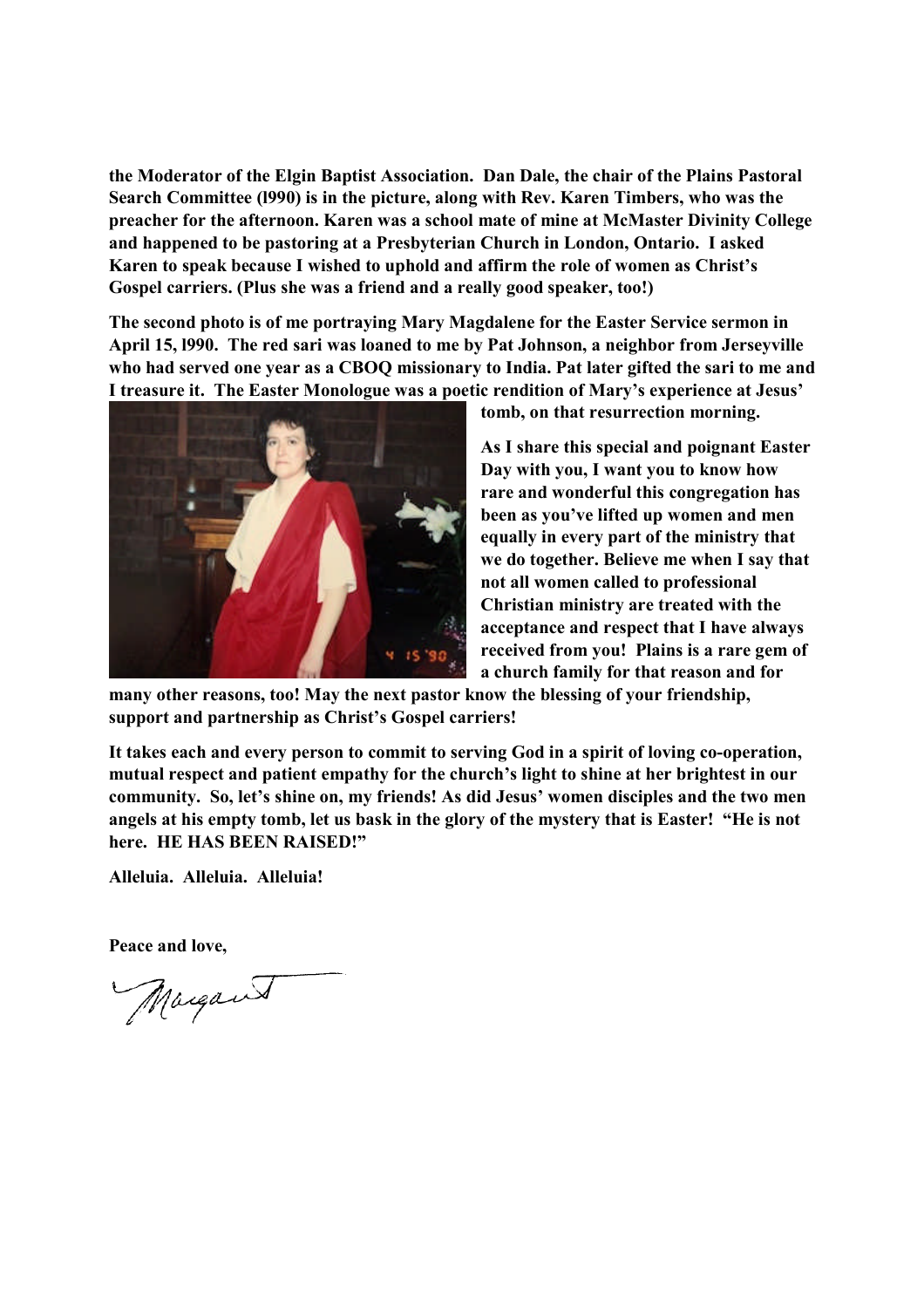**the Moderator of the Elgin Baptist Association. Dan Dale, the chair of the Plains Pastoral Search Committee (l990) is in the picture, along with Rev. Karen Timbers, who was the preacher for the afternoon. Karen was a school mate of mine at McMaster Divinity College and happened to be pastoring at a Presbyterian Church in London, Ontario. I asked Karen to speak because I wished to uphold and affirm the role of women as Christ's Gospel carriers. (Plus she was a friend and a really good speaker, too!)**

**The second photo is of me portraying Mary Magdalene for the Easter Service sermon in April 15, l990. The red sari was loaned to me by Pat Johnson, a neighbor from Jerseyville who had served one year as a CBOQ missionary to India. Pat later gifted the sari to me and I treasure it. The Easter Monologue was a poetic rendition of Mary's experience at Jesus' tomb, on that resurrection morning.**

**As I share this special and poignant Easter Day with you, I want you to know how rare and wonderful this congregation has been as you've lifted up women and men equally in every part of the ministry that we do together. Believe me when I say that not all women called to professional Christian ministry are treated with the acceptance and respect that I have always received from you! Plains is a rare gem of a church family for that reason and for many other reasons, too! May the next pastor know the blessing of your friendship, support and partnership as Christ's Gospel carriers!**

**It takes each and every person to commit to serving God in a spirit of loving co-operation, mutual respect and patient empathy for the church's light to shine at her brightest in our community. So, let's shine on, my friends! As did Jesus' women disciples and the two men angels at his empty tomb, let us bask in the glory of the mystery that is Easter! "He is not here. HE HAS BEEN RAISED!"**

**Alleluia. Alleluia. Alleluia!**

**Peace and love,**

Margaret